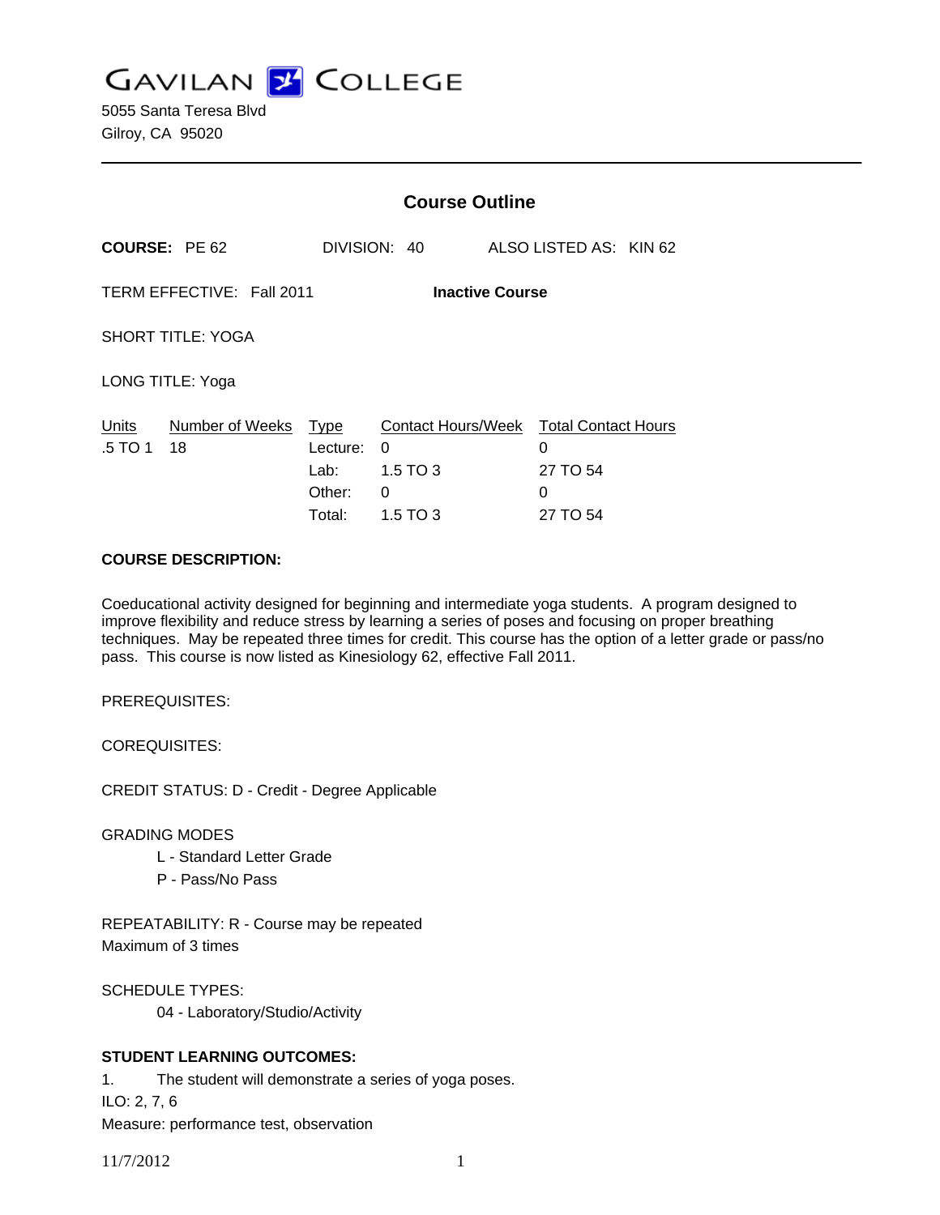# GAVILAN COLLEGE

5055 Santa Teresa Blvd
Gilroy, CA 95020

---

## Course Outline

**COURSE:** PE 62 DIVISION: 40 ALSO LISTED AS: KIN 62

TERM EFFECTIVE: Fall 2011 **Inactive Course**

SHORT TITLE: YOGA

LONG TITLE: Yoga

| Units | Number of Weeks | Type | Contact Hours/Week | Total Contact Hours |
|---|---|---|---|---|
| .5 TO 1 | 18 | Lecture: | 0 | 0 |
| | | Lab: | 1.5 TO 3 | 27 TO 54 |
| | | Other: | 0 | 0 |
| | | Total: | 1.5 TO 3 | 27 TO 54 |

**COURSE DESCRIPTION:**

Coeducational activity designed for beginning and intermediate yoga students. A program designed to improve flexibility and reduce stress by learning a series of poses and focusing on proper breathing techniques. May be repeated three times for credit. This course has the option of a letter grade or pass/no pass. This course is now listed as Kinesiology 62, effective Fall 2011.

PREREQUISITES:

COREQUISITES:

CREDIT STATUS: D - Credit - Degree Applicable

GRADING MODES
- L - Standard Letter Grade
- P - Pass/No Pass

REPEATABILITY: R - Course may be repeated
Maximum of 3 times

SCHEDULE TYPES:
- 04 - Laboratory/Studio/Activity

**STUDENT LEARNING OUTCOMES:**

1. The student will demonstrate a series of yoga poses.
ILO: 2, 7, 6
Measure: performance test, observation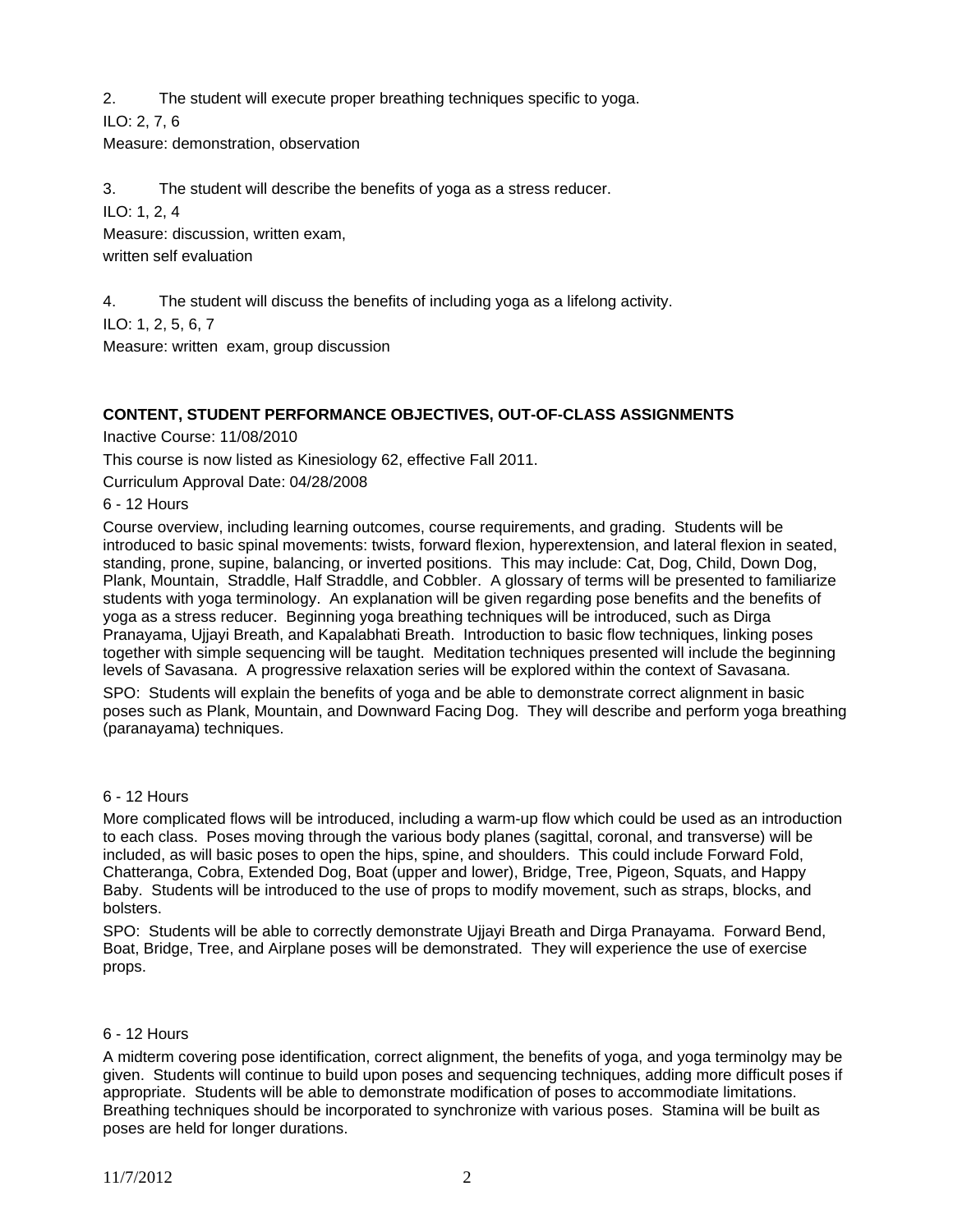2. The student will execute proper breathing techniques specific to yoga.

ILO: 2, 7, 6

Measure: demonstration, observation

3. The student will describe the benefits of yoga as a stress reducer.

ILO: 1, 2, 4

Measure: discussion, written exam,
written self evaluation

4. The student will discuss the benefits of including yoga as a lifelong activity.

ILO: 1, 2, 5, 6, 7

Measure: written exam, group discussion

**CONTENT, STUDENT PERFORMANCE OBJECTIVES, OUT-OF-CLASS ASSIGNMENTS**

Inactive Course: 11/08/2010

This course is now listed as Kinesiology 62, effective Fall 2011.

Curriculum Approval Date: 04/28/2008

6 - 12 Hours

Course overview, including learning outcomes, course requirements, and grading. Students will be introduced to basic spinal movements: twists, forward flexion, hyperextension, and lateral flexion in seated, standing, prone, supine, balancing, or inverted positions. This may include: Cat, Dog, Child, Down Dog, Plank, Mountain, Straddle, Half Straddle, and Cobbler. A glossary of terms will be presented to familiarize students with yoga terminology. An explanation will be given regarding pose benefits and the benefits of yoga as a stress reducer. Beginning yoga breathing techniques will be introduced, such as Dirga Pranayama, Ujjayi Breath, and Kapalabhati Breath. Introduction to basic flow techniques, linking poses together with simple sequencing will be taught. Meditation techniques presented will include the beginning levels of Savasana. A progressive relaxation series will be explored within the context of Savasana.

SPO: Students will explain the benefits of yoga and be able to demonstrate correct alignment in basic poses such as Plank, Mountain, and Downward Facing Dog. They will describe and perform yoga breathing (paranayama) techniques.

6 - 12 Hours

More complicated flows will be introduced, including a warm-up flow which could be used as an introduction to each class. Poses moving through the various body planes (sagittal, coronal, and transverse) will be included, as will basic poses to open the hips, spine, and shoulders. This could include Forward Fold, Chatteranga, Cobra, Extended Dog, Boat (upper and lower), Bridge, Tree, Pigeon, Squats, and Happy Baby. Students will be introduced to the use of props to modify movement, such as straps, blocks, and bolsters.

SPO: Students will be able to correctly demonstrate Ujjayi Breath and Dirga Pranayama. Forward Bend, Boat, Bridge, Tree, and Airplane poses will be demonstrated. They will experience the use of exercise props.

6 - 12 Hours

A midterm covering pose identification, correct alignment, the benefits of yoga, and yoga terminolgy may be given. Students will continue to build upon poses and sequencing techniques, adding more difficult poses if appropriate. Students will be able to demonstrate modification of poses to accommodiate limitations. Breathing techniques should be incorporated to synchronize with various poses. Stamina will be built as poses are held for longer durations.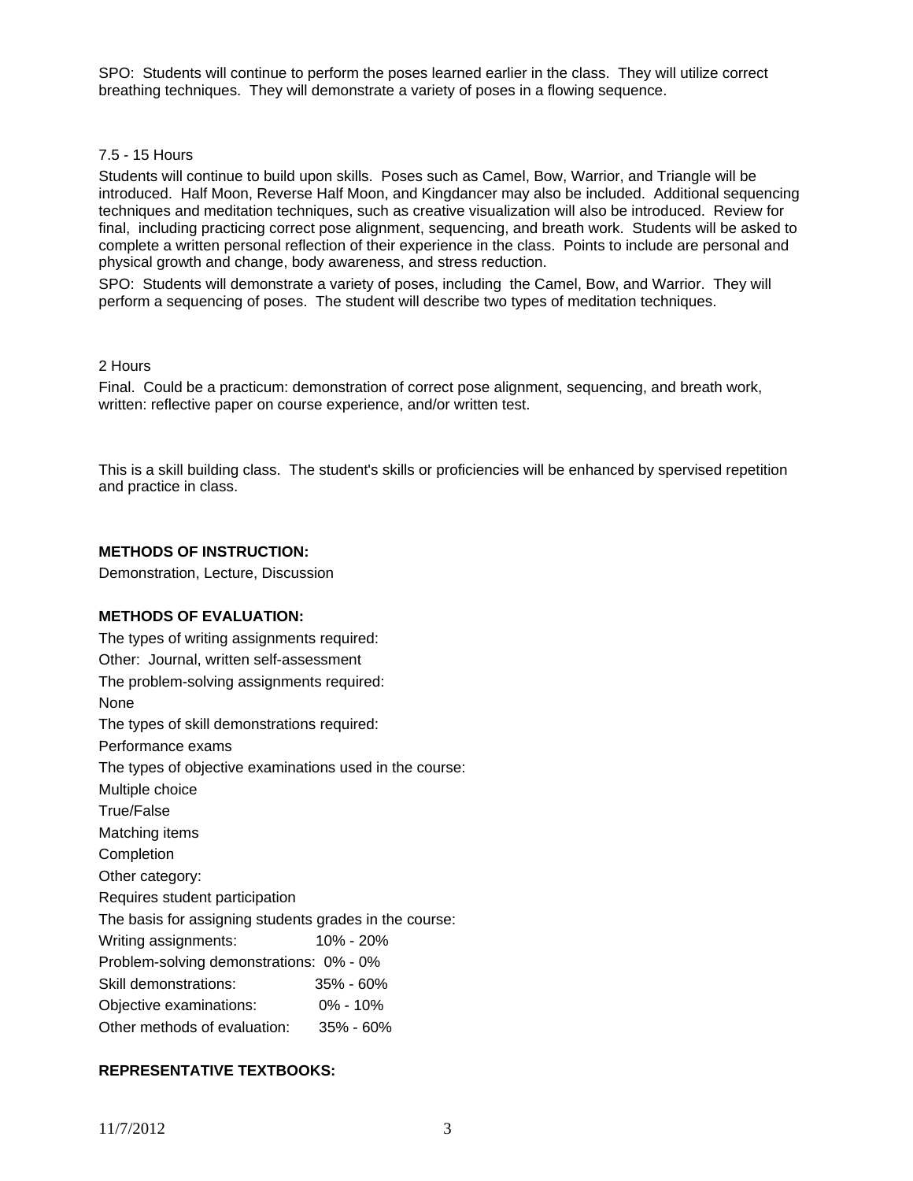SPO: Students will continue to perform the poses learned earlier in the class. They will utilize correct breathing techniques. They will demonstrate a variety of poses in a flowing sequence.

7.5 - 15 Hours

Students will continue to build upon skills. Poses such as Camel, Bow, Warrior, and Triangle will be introduced. Half Moon, Reverse Half Moon, and Kingdancer may also be included. Additional sequencing techniques and meditation techniques, such as creative visualization will also be introduced. Review for final, including practicing correct pose alignment, sequencing, and breath work. Students will be asked to complete a written personal reflection of their experience in the class. Points to include are personal and physical growth and change, body awareness, and stress reduction.

SPO: Students will demonstrate a variety of poses, including the Camel, Bow, and Warrior. They will perform a sequencing of poses. The student will describe two types of meditation techniques.

2 Hours

Final. Could be a practicum: demonstration of correct pose alignment, sequencing, and breath work, written: reflective paper on course experience, and/or written test.

This is a skill building class. The student's skills or proficiencies will be enhanced by spervised repetition and practice in class.

**METHODS OF INSTRUCTION:**

Demonstration, Lecture, Discussion

**METHODS OF EVALUATION:**

The types of writing assignments required:

Other: Journal, written self-assessment

The problem-solving assignments required:

None

The types of skill demonstrations required:

Performance exams

The types of objective examinations used in the course:

Multiple choice

True/False

Matching items

Completion

Other category:

Requires student participation

The basis for assigning students grades in the course:

| | |
|---|---|
| Writing assignments: | 10% - 20% |
| Problem-solving demonstrations: | 0% - 0% |
| Skill demonstrations: | 35% - 60% |
| Objective examinations: | 0% - 10% |
| Other methods of evaluation: | 35% - 60% |

**REPRESENTATIVE TEXTBOOKS:**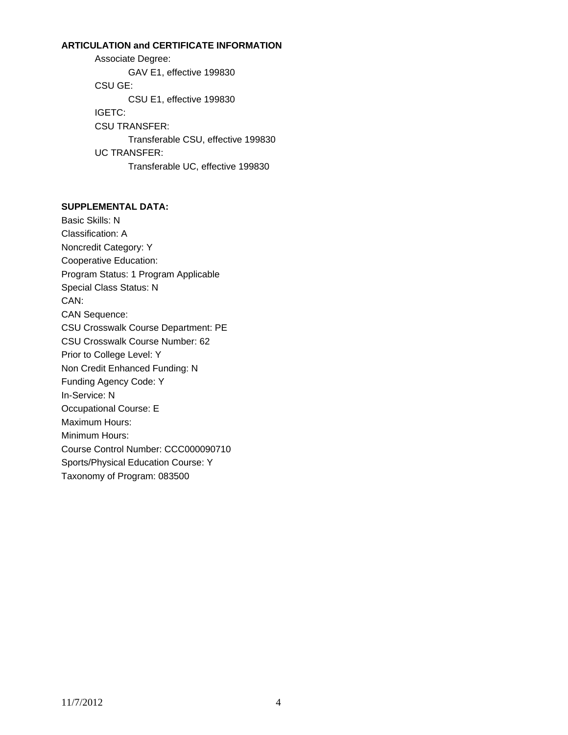**ARTICULATION and CERTIFICATE INFORMATION**

Associate Degree:

GAV E1, effective 199830

CSU GE:

CSU E1, effective 199830

IGETC:

CSU TRANSFER:

Transferable CSU, effective 199830

UC TRANSFER:

Transferable UC, effective 199830

**SUPPLEMENTAL DATA:**

Basic Skills: N
Classification: A
Noncredit Category: Y
Cooperative Education:
Program Status: 1 Program Applicable
Special Class Status: N
CAN:
CAN Sequence:
CSU Crosswalk Course Department: PE
CSU Crosswalk Course Number: 62
Prior to College Level: Y
Non Credit Enhanced Funding: N
Funding Agency Code: Y
In-Service: N
Occupational Course: E
Maximum Hours:
Minimum Hours:
Course Control Number: CCC000090710
Sports/Physical Education Course: Y
Taxonomy of Program: 083500